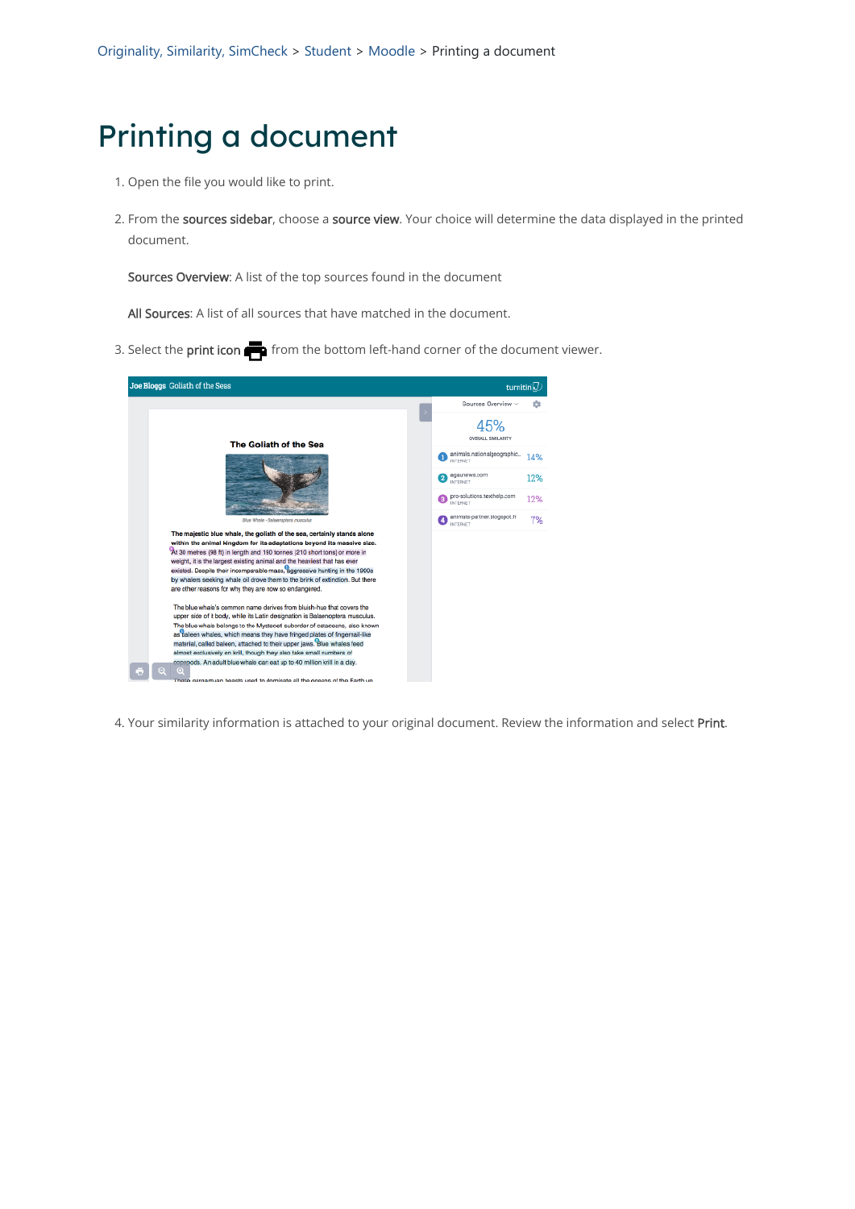Originality, Similarity, SimCheck > Student > Moodle > Printing a document

# Printing a document

1. Open the file you would like to print.

2. From the **sources sidebar**, choose a **source view**. Your choice will determine the data displayed in the printed document.

   **Sources Overview**: A list of the top sources found in the document

   **All Sources**: A list of all sources that have matched in the document.

3. Select the **print icon** from the bottom left-hand corner of the document viewer.

4. Your similarity information is attached to your original document. Review the information and select **Print**.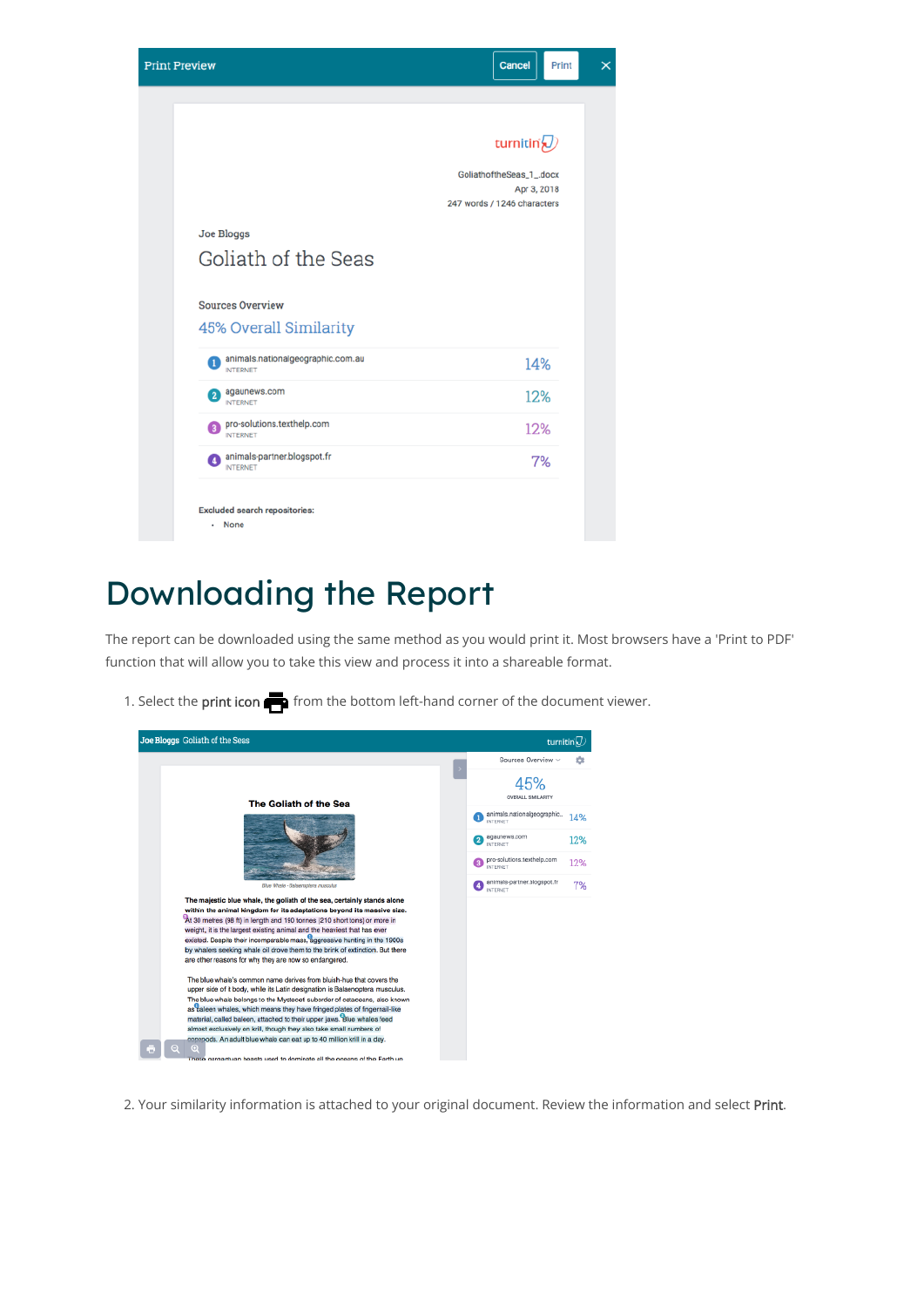# Downloading the Report

The report can be downloaded using the same method as you would print it. Most browsers have a 'Print to PDF' function that will allow you to take this view and process it into a shareable format.

1. Select the **print icon** from the bottom left-hand corner of the document viewer.

2. Your similarity information is attached to your original document. Review the information and select **Print**.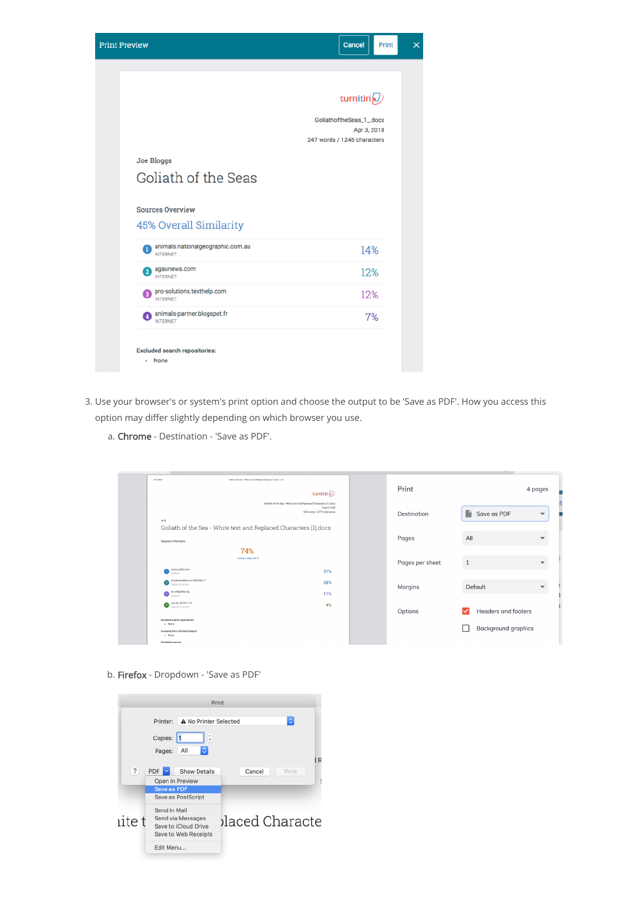3. Use your browser's or system's print option and choose the output to be 'Save as PDF'. How you access this option may differ slightly depending on which browser you use.

   a. **Chrome** - Destination - 'Save as PDF'.

   b. **Firefox** - Dropdown - 'Save as PDF'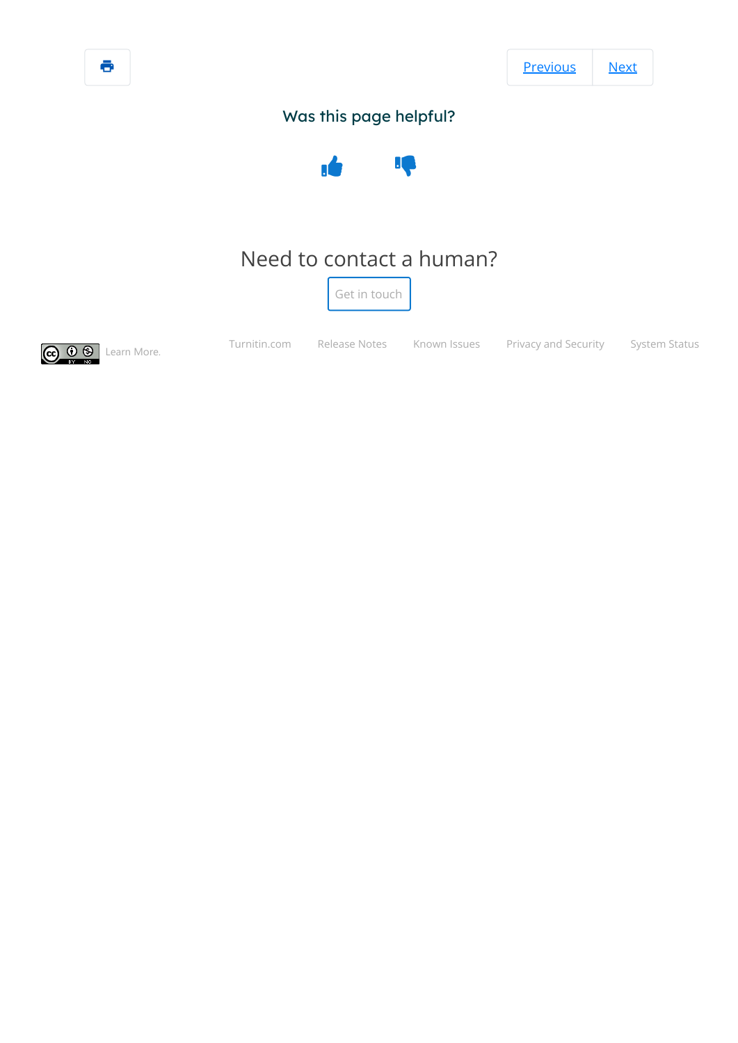Previous Next

Was this page helpful?

## Need to contact a human?

Get in touch

Learn More.

Turnitin.com Release Notes Known Issues Privacy and Security System Status